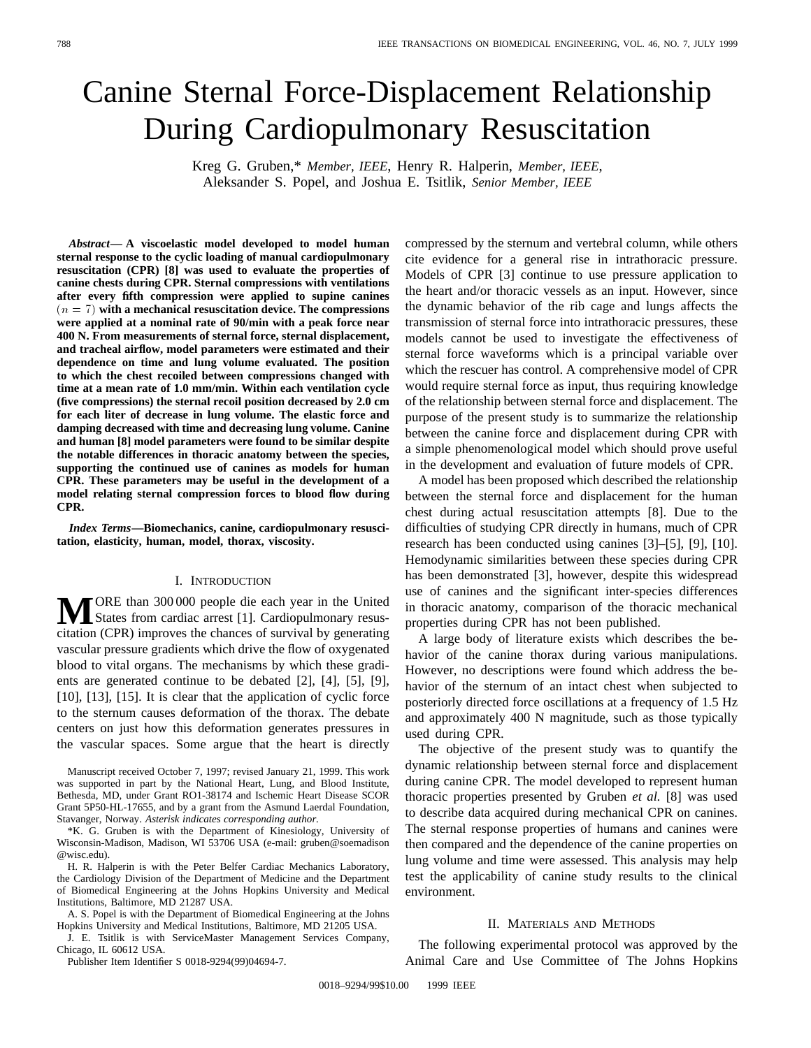# Canine Sternal Force-Displacement Relationship During Cardiopulmonary Resuscitation

Kreg G. Gruben,* *Member, IEEE*, Henry R. Halperin, *Member, IEEE*, Aleksander S. Popel, and Joshua E. Tsitlik, *Senior Member, IEEE*

***Abstract*— A viscoelastic model developed to model human sternal response to the cyclic loading of manual cardiopulmonary resuscitation (CPR) [8] was used to evaluate the properties of canine chests during CPR. Sternal compressions with ventilations after every fifth compression were applied to supine canines ($n = 7$) with a mechanical resuscitation device. The compressions were applied at a nominal rate of 90/min with a peak force near 400 N. From measurements of sternal force, sternal displacement, and tracheal airflow, model parameters were estimated and their dependence on time and lung volume evaluated. The position to which the chest recoiled between compressions changed with time at a mean rate of 1.0 mm/min. Within each ventilation cycle (five compressions) the sternal recoil position decreased by 2.0 cm for each liter of decrease in lung volume. The elastic force and damping decreased with time and decreasing lung volume. Canine and human [8] model parameters were found to be similar despite the notable differences in thoracic anatomy between the species, supporting the continued use of canines as models for human CPR. These parameters may be useful in the development of a model relating sternal compression forces to blood flow during CPR.**

***Index Terms*—Biomechanics, canine, cardiopulmonary resuscitation, elasticity, human, model, thorax, viscosity.**

## I. Introduction

More than 300 000 people die each year in the United States from cardiac arrest [1]. Cardiopulmonary resuscitation (CPR) improves the chances of survival by generating vascular pressure gradients which drive the flow of oxygenated blood to vital organs. The mechanisms by which these gradients are generated continue to be debated [2], [4], [5], [9], [10], [13], [15]. It is clear that the application of cyclic force to the sternum causes deformation of the thorax. The debate centers on just how this deformation generates pressures in the vascular spaces. Some argue that the heart is directly compressed by the sternum and vertebral column, while others cite evidence for a general rise in intrathoracic pressure. Models of CPR [3] continue to use pressure application to the heart and/or thoracic vessels as an input. However, since the dynamic behavior of the rib cage and lungs affects the transmission of sternal force into intrathoracic pressures, these models cannot be used to investigate the effectiveness of sternal force waveforms which is a principal variable over which the rescuer has control. A comprehensive model of CPR would require sternal force as input, thus requiring knowledge of the relationship between sternal force and displacement. The purpose of the present study is to summarize the relationship between the canine force and displacement during CPR with a simple phenomenological model which should prove useful in the development and evaluation of future models of CPR.

A model has been proposed which described the relationship between the sternal force and displacement for the human chest during actual resuscitation attempts [8]. Due to the difficulties of studying CPR directly in humans, much of CPR research has been conducted using canines [3]–[5], [9], [10]. Hemodynamic similarities between these species during CPR has been demonstrated [3], however, despite this widespread use of canines and the significant inter-species differences in thoracic anatomy, comparison of the thoracic mechanical properties during CPR has not been published.

A large body of literature exists which describes the behavior of the canine thorax during various manipulations. However, no descriptions were found which address the behavior of the sternum of an intact chest when subjected to posteriorly directed force oscillations at a frequency of 1.5 Hz and approximately 400 N magnitude, such as those typically used during CPR.

The objective of the present study was to quantify the dynamic relationship between sternal force and displacement during canine CPR. The model developed to represent human thoracic properties presented by Gruben *et al.* [8] was used to describe data acquired during mechanical CPR on canines. The sternal response properties of humans and canines were then compared and the dependence of the canine properties on lung volume and time were assessed. This analysis may help test the applicability of canine study results to the clinical environment.

## II. Materials and Methods

The following experimental protocol was approved by the Animal Care and Use Committee of The Johns Hopkins

---

Manuscript received October 7, 1997; revised January 21, 1999. This work was supported in part by the National Heart, Lung, and Blood Institute, Bethesda, MD, under Grant RO1-38174 and Ischemic Heart Disease SCOR Grant 5P50-HL-17655, and by a grant from the Asmund Laerdal Foundation, Stavanger, Norway. *Asterisk indicates corresponding author.*

*K. G. Gruben is with the Department of Kinesiology, University of Wisconsin-Madison, Madison, WI 53706 USA (e-mail: gruben@soemadison@wisc.edu).

H. R. Halperin is with the Peter Belfer Cardiac Mechanics Laboratory, the Cardiology Division of the Department of Medicine and the Department of Biomedical Engineering at the Johns Hopkins University and Medical Institutions, Baltimore, MD 21287 USA.

A. S. Popel is with the Department of Biomedical Engineering at the Johns Hopkins University and Medical Institutions, Baltimore, MD 21205 USA.

J. E. Tsitlik is with ServiceMaster Management Services Company, Chicago, IL 60612 USA.

Publisher Item Identifier S 0018-9294(99)04694-7.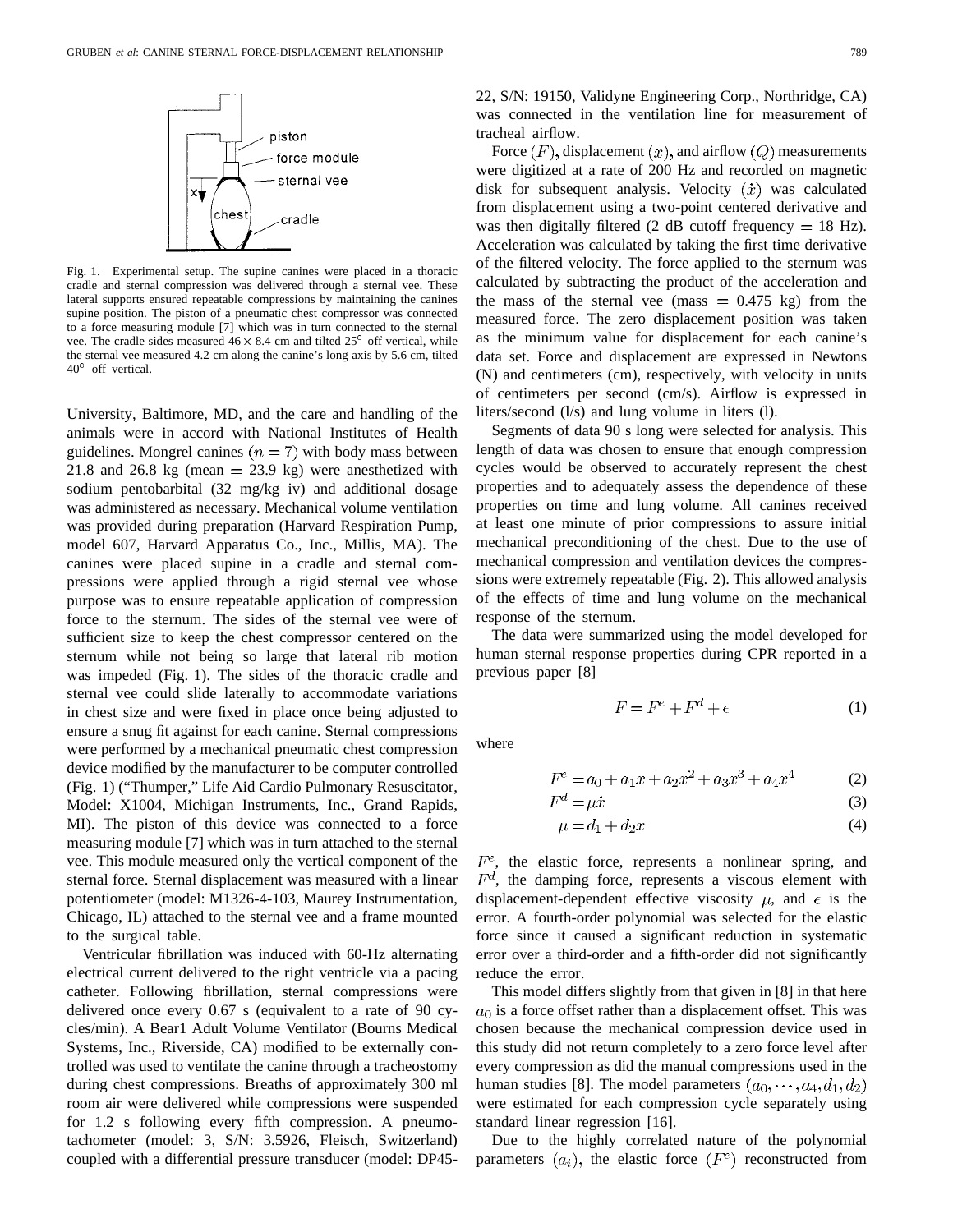Fig. 1. Experimental setup. The supine canines were placed in a thoracic cradle and sternal compression was delivered through a sternal vee. These lateral supports ensured repeatable compressions by maintaining the canines supine position. The piston of a pneumatic chest compressor was connected to a force measuring module [7] which was in turn connected to the sternal vee. The cradle sides measured $46 \times 8.4$ cm and tilted 25° off vertical, while the sternal vee measured 4.2 cm along the canine's long axis by 5.6 cm, tilted 40° off vertical.

University, Baltimore, MD, and the care and handling of the animals were in accord with National Institutes of Health guidelines. Mongrel canines ($n = 7$) with body mass between 21.8 and 26.8 kg (mean = 23.9 kg) were anesthetized with sodium pentobarbital (32 mg/kg iv) and additional dosage was administered as necessary. Mechanical volume ventilation was provided during preparation (Harvard Respiration Pump, model 607, Harvard Apparatus Co., Inc., Millis, MA). The canines were placed supine in a cradle and sternal compressions were applied through a rigid sternal vee whose purpose was to ensure repeatable application of compression force to the sternum. The sides of the sternal vee were of sufficient size to keep the chest compressor centered on the sternum while not being so large that lateral rib motion was impeded (Fig. 1). The sides of the thoracic cradle and sternal vee could slide laterally to accommodate variations in chest size and were fixed in place once being adjusted to ensure a snug fit against for each canine. Sternal compressions were performed by a mechanical pneumatic chest compression device modified by the manufacturer to be computer controlled (Fig. 1) ("Thumper," Life Aid Cardio Pulmonary Resuscitator, Model: X1004, Michigan Instruments, Inc., Grand Rapids, MI). The piston of this device was connected to a force measuring module [7] which was in turn attached to the sternal vee. This module measured only the vertical component of the sternal force. Sternal displacement was measured with a linear potentiometer (model: M1326-4-103, Maurey Instrumentation, Chicago, IL) attached to the sternal vee and a frame mounted to the surgical table.

Ventricular fibrillation was induced with 60-Hz alternating electrical current delivered to the right ventricle via a pacing catheter. Following fibrillation, sternal compressions were delivered once every 0.67 s (equivalent to a rate of 90 cycles/min). A Bear1 Adult Volume Ventilator (Bourns Medical Systems, Inc., Riverside, CA) modified to be externally controlled was used to ventilate the canine through a tracheostomy during chest compressions. Breaths of approximately 300 ml room air were delivered while compressions were suspended for 1.2 s following every fifth compression. A pneumotachometer (model: 3, S/N: 3.5926, Fleisch, Switzerland) coupled with a differential pressure transducer (model: DP45-22, S/N: 19150, Validyne Engineering Corp., Northridge, CA) was connected in the ventilation line for measurement of tracheal airflow.

Force $(F)$, displacement $(x)$, and airflow $(Q)$ measurements were digitized at a rate of 200 Hz and recorded on magnetic disk for subsequent analysis. Velocity $(\dot{x})$ was calculated from displacement using a two-point centered derivative and was then digitally filtered (2 dB cutoff frequency = 18 Hz). Acceleration was calculated by taking the first time derivative of the filtered velocity. The force applied to the sternum was calculated by subtracting the product of the acceleration and the mass of the sternal vee (mass = 0.475 kg) from the measured force. The zero displacement position was taken as the minimum value for displacement for each canine's data set. Force and displacement are expressed in Newtons (N) and centimeters (cm), respectively, with velocity in units of centimeters per second (cm/s). Airflow is expressed in liters/second (l/s) and lung volume in liters (l).

Segments of data 90 s long were selected for analysis. This length of data was chosen to ensure that enough compression cycles would be observed to accurately represent the chest properties and to adequately assess the dependence of these properties on time and lung volume. All canines received at least one minute of prior compressions to assure initial mechanical preconditioning of the chest. Due to the use of mechanical compression and ventilation devices the compressions were extremely repeatable (Fig. 2). This allowed analysis of the effects of time and lung volume on the mechanical response of the sternum.

The data were summarized using the model developed for human sternal response properties during CPR reported in a previous paper [8]

$$F = F^e + F^d + \epsilon \tag{1}$$

where

$$F^e = a_0 + a_1 x + a_2 x^2 + a_3 x^3 + a_4 x^4 \tag{2}$$

$$F^d = \mu \dot{x} \tag{3}$$

$$\mu = d_1 + d_2 x \tag{4}$$

$F^e$, the elastic force, represents a nonlinear spring, and $F^d$, the damping force, represents a viscous element with displacement-dependent effective viscosity $\mu$, and $\epsilon$ is the error. A fourth-order polynomial was selected for the elastic force since it caused a significant reduction in systematic error over a third-order and a fifth-order did not significantly reduce the error.

This model differs slightly from that given in [8] in that here $a_0$ is a force offset rather than a displacement offset. This was chosen because the mechanical compression device used in this study did not return completely to a zero force level after every compression as did the manual compressions used in the human studies [8]. The model parameters $(a_0, \cdots, a_4, d_1, d_2)$ were estimated for each compression cycle separately using standard linear regression [16].

Due to the highly correlated nature of the polynomial parameters $(a_i)$, the elastic force $(F^e)$ reconstructed from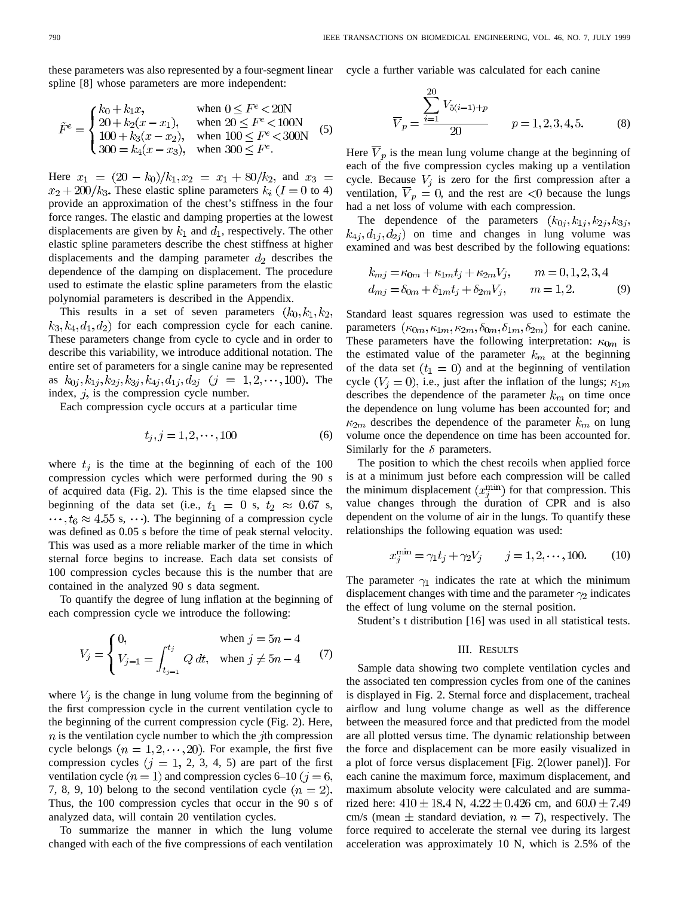these parameters was also represented by a four-segment linear spline [8] whose parameters are more independent:

$$\tilde{F}^e = \begin{cases} k_0 + k_1 x, & \text{when } 0 \le F^e < 20\text{N} \\ 20 + k_2(x - x_1), & \text{when } 20 \le F^e < 100\text{N} \\ 100 + k_3(x - x_2), & \text{when } 100 \le F^e < 300\text{N} \\ 300 = k_4(x - x_3), & \text{when } 300 \le F^e. \end{cases} \quad (5)$$

Here $x_1 = (20 - k_0)/k_1, x_2 = x_1 + 80/k_2$, and $x_3 = x_2 + 200/k_3$. These elastic spline parameters $k_i$ ($I = 0$ to 4) provide an approximation of the chest's stiffness in the four force ranges. The elastic and damping properties at the lowest displacements are given by $k_1$ and $d_1$, respectively. The other elastic spline parameters describe the chest stiffness at higher displacements and the damping parameter $d_2$ describes the dependence of the damping on displacement. The procedure used to estimate the elastic spline parameters from the elastic polynomial parameters is described in the Appendix.

This results in a set of seven parameters $(k_0, k_1, k_2, k_3, k_4, d_1, d_2)$ for each compression cycle for each canine. These parameters change from cycle to cycle and in order to describe this variability, we introduce additional notation. The entire set of parameters for a single canine may be represented as $k_{0j}, k_{1j}, k_{2j}, k_{3j}, k_{4j}, d_{1j}, d_{2j}$ $(j = 1, 2, \cdots, 100)$. The index, $j$, is the compression cycle number.

Each compression cycle occurs at a particular time

$$t_j, j = 1, 2, \cdots, 100 \quad (6)$$

where $t_j$ is the time at the beginning of each of the 100 compression cycles which were performed during the 90 s of acquired data (Fig. 2). This is the time elapsed since the beginning of the data set (i.e., $t_1 = 0$ s, $t_2 \approx 0.67$ s, $\cdots, t_6 \approx 4.55$ s, $\cdots$). The beginning of a compression cycle was defined as 0.05 s before the time of peak sternal velocity. This was used as a more reliable marker of the time in which sternal force begins to increase. Each data set consists of 100 compression cycles because this is the number that are contained in the analyzed 90 s data segment.

To quantify the degree of lung inflation at the beginning of each compression cycle we introduce the following:

$$V_j = \begin{cases} 0, & \text{when } j = 5n - 4 \\ V_{j-1} = \displaystyle\int_{t_{j-1}}^{t_j} Q\, dt, & \text{when } j \neq 5n - 4 \end{cases} \quad (7)$$

where $V_j$ is the change in lung volume from the beginning of the first compression cycle in the current ventilation cycle to the beginning of the current compression cycle (Fig. 2). Here, $n$ is the ventilation cycle number to which the $j$th compression cycle belongs $(n = 1, 2, \cdots, 20)$. For example, the first five compression cycles $(j = 1, 2, 3, 4, 5)$ are part of the first ventilation cycle $(n = 1)$ and compression cycles 6–10 $(j = 6, 7, 8, 9, 10)$ belong to the second ventilation cycle $(n = 2)$. Thus, the 100 compression cycles that occur in the 90 s of analyzed data, will contain 20 ventilation cycles.

To summarize the manner in which the lung volume changed with each of the five compressions of each ventilation cycle a further variable was calculated for each canine

$$\overline{V}_p = \frac{\displaystyle\sum_{i=1}^{20} V_{5(i-1)+p}}{20} \qquad p = 1, 2, 3, 4, 5. \quad (8)$$

Here $\overline{V}_p$ is the mean lung volume change at the beginning of each of the five compression cycles making up a ventilation cycle. Because $V_j$ is zero for the first compression after a ventilation, $\overline{V}_p = 0$, and the rest are $<0$ because the lungs had a net loss of volume with each compression.

The dependence of the parameters $(k_{0j}, k_{1j}, k_{2j}, k_{3j}, k_{4j}, d_{1j}, d_{2j})$ on time and changes in lung volume was examined and was best described by the following equations:

$$\begin{aligned} k_{mj} &= \kappa_{0m} + \kappa_{1m} t_j + \kappa_{2m} V_j, \qquad m = 0, 1, 2, 3, 4 \\ d_{mj} &= \delta_{0m} + \delta_{1m} t_j + \delta_{2m} V_j, \qquad m = 1, 2. \end{aligned} \quad (9)$$

Standard least squares regression was used to estimate the parameters $(\kappa_{0m}, \kappa_{1m}, \kappa_{2m}, \delta_{0m}, \delta_{1m}, \delta_{2m})$ for each canine. These parameters have the following interpretation: $\kappa_{0m}$ is the estimated value of the parameter $k_m$ at the beginning of the data set $(t_1 = 0)$ and at the beginning of ventilation cycle $(V_j = 0)$, i.e., just after the inflation of the lungs; $\kappa_{1m}$ describes the dependence of the parameter $k_m$ on time once the dependence on lung volume has been accounted for; and $\kappa_{2m}$ describes the dependence of the parameter $k_m$ on lung volume once the dependence on time has been accounted for. Similarly for the $\delta$ parameters.

The position to which the chest recoils when applied force is at a minimum just before each compression will be called the minimum displacement $(x_j^{\min})$ for that compression. This value changes through the duration of CPR and is also dependent on the volume of air in the lungs. To quantify these relationships the following equation was used:

$$x_j^{\min} = \gamma_1 t_j + \gamma_2 V_j \qquad j = 1, 2, \cdots, 100. \quad (10)$$

The parameter $\gamma_1$ indicates the rate at which the minimum displacement changes with time and the parameter $\gamma_2$ indicates the effect of lung volume on the sternal position.

Student's t distribution [16] was used in all statistical tests.

## III. Results

Sample data showing two complete ventilation cycles and the associated ten compression cycles from one of the canines is displayed in Fig. 2. Sternal force and displacement, tracheal airflow and lung volume change as well as the difference between the measured force and that predicted from the model are all plotted versus time. The dynamic relationship between the force and displacement can be more easily visualized in a plot of force versus displacement [Fig. 2(lower panel)]. For each canine the maximum force, maximum displacement, and maximum absolute velocity were calculated and are summarized here: $410 \pm 18.4$ N, $4.22 \pm 0.426$ cm, and $60.0 \pm 7.49$ cm/s (mean $\pm$ standard deviation, $n = 7$), respectively. The force required to accelerate the sternal vee during its largest acceleration was approximately 10 N, which is 2.5% of the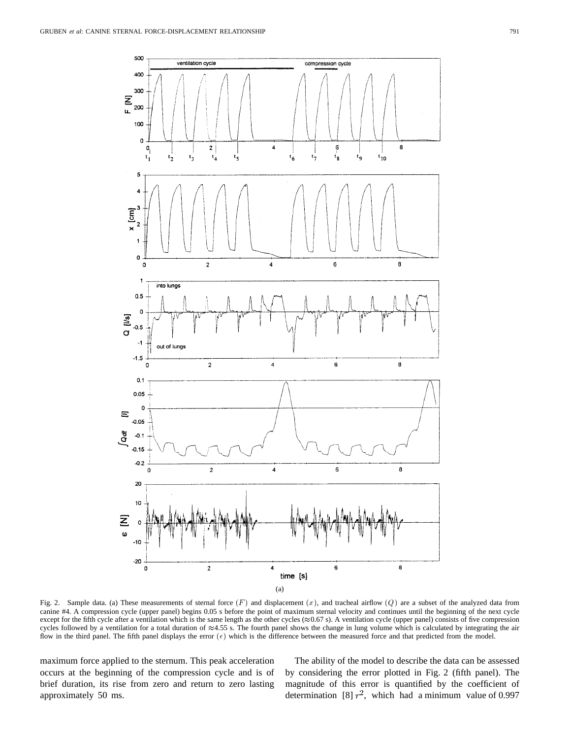Fig. 2. Sample data. (a) These measurements of sternal force $(F)$ and displacement $(x)$, and tracheal airflow $(Q)$ are a subset of the analyzed data from canine #4. A compression cycle (upper panel) begins 0.05 s before the point of maximum sternal velocity and continues until the beginning of the next cycle except for the fifth cycle after a ventilation which is the same length as the other cycles ($\approx$0.67 s). A ventilation cycle (upper panel) consists of five compression cycles followed by a ventilation for a total duration of $\approx$4.55 s. The fourth panel shows the change in lung volume which is calculated by integrating the air flow in the third panel. The fifth panel displays the error $(\epsilon)$ which is the difference between the measured force and that predicted from the model.

maximum force applied to the sternum. This peak acceleration occurs at the beginning of the compression cycle and is of brief duration, its rise from zero and return to zero lasting approximately 50 ms.

The ability of the model to describe the data can be assessed by considering the error plotted in Fig. 2 (fifth panel). The magnitude of this error is quantified by the coefficient of determination [8] $r^2$, which had a minimum value of 0.997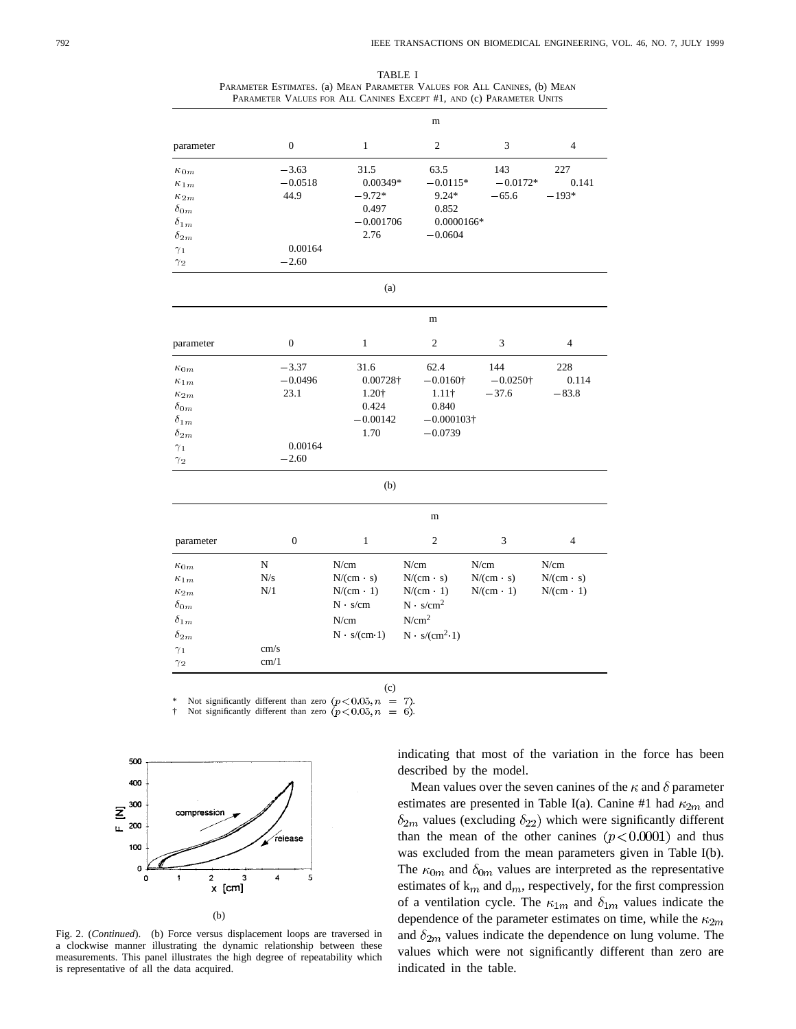TABLE I
PARAMETER ESTIMATES. (a) MEAN PARAMETER VALUES FOR ALL CANINES, (b) MEAN PARAMETER VALUES FOR ALL CANINES EXCEPT #1, AND (c) PARAMETER UNITS

| parameter | m = 0 | 1 | 2 | 3 | 4 |
|---|---|---|---|---|---|
| $\kappa_{0m}$ | −3.63 | 31.5 | 63.5 | 143 | 227 |
| $\kappa_{1m}$ | −0.0518 | 0.00349* | −0.0115* | −0.0172* | 0.141 |
| $\kappa_{2m}$ | 44.9 | −9.72* | 9.24* | −65.6 | −193* |
| $\delta_{0m}$ | | 0.497 | 0.852 | | |
| $\delta_{1m}$ | | −0.001706 | 0.0000166* | | |
| $\delta_{2m}$ | | 2.76 | −0.0604 | | |
| $\gamma_1$ | 0.00164 | | | | |
| $\gamma_2$ | −2.60 | | | | |

(a)

| parameter | m = 0 | 1 | 2 | 3 | 4 |
|---|---|---|---|---|---|
| $\kappa_{0m}$ | −3.37 | 31.6 | 62.4 | 144 | 228 |
| $\kappa_{1m}$ | −0.0496 | 0.00728† | −0.0160† | −0.0250† | 0.114 |
| $\kappa_{2m}$ | 23.1 | 1.20† | 1.11† | −37.6 | −83.8 |
| $\delta_{0m}$ | | 0.424 | 0.840 | | |
| $\delta_{1m}$ | | −0.00142 | −0.000103† | | |
| $\delta_{2m}$ | | 1.70 | −0.0739 | | |
| $\gamma_1$ | 0.00164 | | | | |
| $\gamma_2$ | −2.60 | | | | |

(b)

| parameter | m = 0 | 1 | 2 | 3 | 4 |
|---|---|---|---|---|---|
| $\kappa_{0m}$ | N | N/cm | N/cm | N/cm | N/cm |
| $\kappa_{1m}$ | N/s | N/(cm · s) | N/(cm · s) | N/(cm · s) | N/(cm · s) |
| $\kappa_{2m}$ | N/1 | N/(cm · 1) | N/(cm · 1) | N/(cm · 1) | N/(cm · 1) |
| $\delta_{0m}$ | | N · s/cm | N · s/cm$^2$ | | |
| $\delta_{1m}$ | | N/cm | N/cm$^2$ | | |
| $\delta_{2m}$ | | N · s/(cm·1) | N · s/(cm$^2$·1) | | |
| $\gamma_1$ | cm/s | | | | |
| $\gamma_2$ | cm/1 | | | | |

(c)

\* Not significantly different than zero ($p < 0.05, n = 7$).
† Not significantly different than zero ($p < 0.05, n = 6$).

Fig. 2. (*Continued*). (b) Force versus displacement loops are traversed in a clockwise manner illustrating the dynamic relationship between these measurements. This panel illustrates the high degree of repeatability which is representative of all the data acquired.

indicating that most of the variation in the force has been described by the model.

Mean values over the seven canines of the $\kappa$ and $\delta$ parameter estimates are presented in Table I(a). Canine #1 had $\kappa_{2m}$ and $\delta_{2m}$ values (excluding $\delta_{22}$) which were significantly different than the mean of the other canines ($p < 0.0001$) and thus was excluded from the mean parameters given in Table I(b). The $\kappa_{0m}$ and $\delta_{0m}$ values are interpreted as the representative estimates of $k_m$ and $d_m$, respectively, for the first compression of a ventilation cycle. The $\kappa_{1m}$ and $\delta_{1m}$ values indicate the dependence of the parameter estimates on time, while the $\kappa_{2m}$ and $\delta_{2m}$ values indicate the dependence on lung volume. The values which were not significantly different than zero are indicated in the table.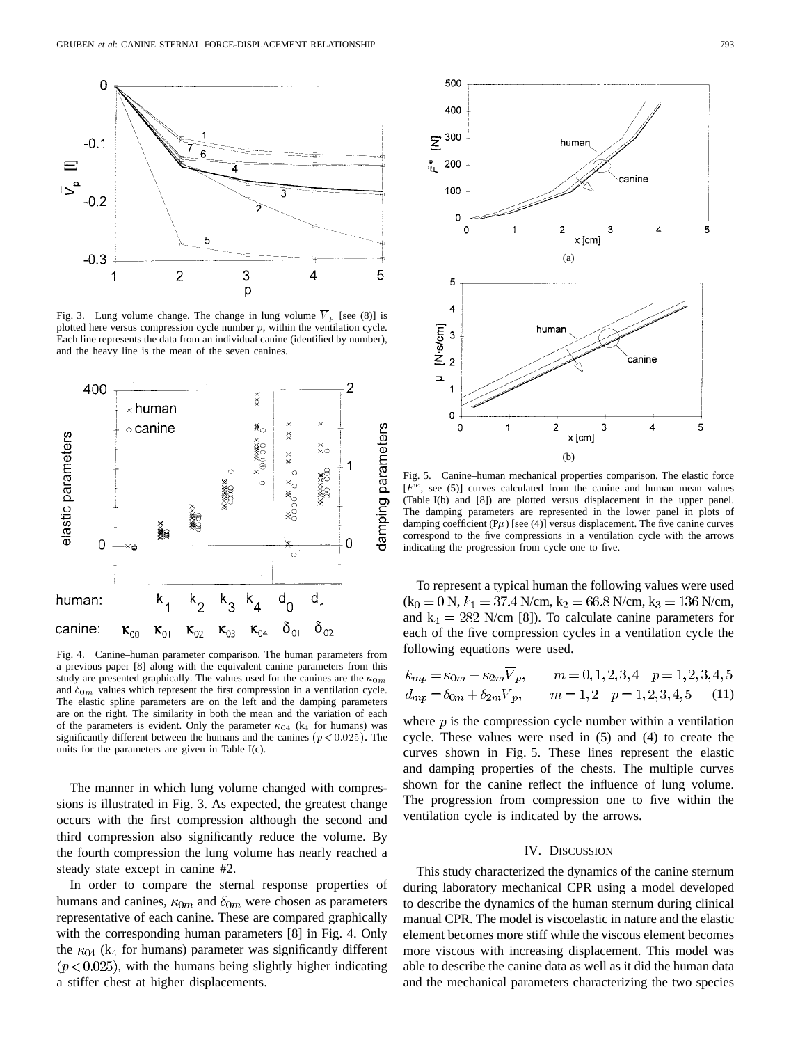Fig. 3. Lung volume change. The change in lung volume $\overline{V}_p$ [see (8)] is plotted here versus compression cycle number $p$, within the ventilation cycle. Each line represents the data from an individual canine (identified by number), and the heavy line is the mean of the seven canines.

Fig. 4. Canine–human parameter comparison. The human parameters from a previous paper [8] along with the equivalent canine parameters from this study are presented graphically. The values used for the canines are the $\kappa_{0m}$ and $\delta_{0m}$ values which represent the first compression in a ventilation cycle. The elastic spline parameters are on the left and the damping parameters are on the right. The similarity in both the mean and the variation of each of the parameters is evident. Only the parameter $\kappa_{04}$ ($k_4$ for humans) was significantly different between the humans and the canines ($p < 0.025$). The units for the parameters are given in Table I(c).

The manner in which lung volume changed with compressions is illustrated in Fig. 3. As expected, the greatest change occurs with the first compression although the second and third compression also significantly reduce the volume. By the fourth compression the lung volume has nearly reached a steady state except in canine #2.

In order to compare the sternal response properties of humans and canines, $\kappa_{0m}$ and $\delta_{0m}$ were chosen as parameters representative of each canine. These are compared graphically with the corresponding human parameters [8] in Fig. 4. Only the $\kappa_{04}$ ($k_4$ for humans) parameter was significantly different ($p < 0.025$), with the humans being slightly higher indicating a stiffer chest at higher displacements.

Fig. 5. Canine–human mechanical properties comparison. The elastic force [$\bar{F}^e$, see (5)] curves calculated from the canine and human mean values (Table I(b) and [8]) are plotted versus displacement in the upper panel. The damping parameters are represented in the lower panel in plots of damping coefficient ($\mathrm{P}\mu$) [see (4)] versus displacement. The five canine curves correspond to the five compressions in a ventilation cycle with the arrows indicating the progression from cycle one to five.

To represent a typical human the following values were used ($k_0 = 0$ N, $k_1 = 37.4$ N/cm, $k_2 = 66.8$ N/cm, $k_3 = 136$ N/cm, and $k_4 = 282$ N/cm [8]). To calculate canine parameters for each of the five compression cycles in a ventilation cycle the following equations were used.

$$
\begin{aligned}
k_{mp} &= \kappa_{0m} + \kappa_{2m}\overline{V}_p, \qquad m = 0,1,2,3,4 \quad p = 1,2,3,4,5 \\
d_{mp} &= \delta_{0m} + \delta_{2m}\overline{V}_p, \qquad m = 1,2 \quad p = 1,2,3,4,5
\end{aligned} \tag{11}
$$

where $p$ is the compression cycle number within a ventilation cycle. These values were used in (5) and (4) to create the curves shown in Fig. 5. These lines represent the elastic and damping properties of the chests. The multiple curves shown for the canine reflect the influence of lung volume. The progression from compression one to five within the ventilation cycle is indicated by the arrows.

## IV. Discussion

This study characterized the dynamics of the canine sternum during laboratory mechanical CPR using a model developed to describe the dynamics of the human sternum during clinical manual CPR. The model is viscoelastic in nature and the elastic element becomes more stiff while the viscous element becomes more viscous with increasing displacement. This model was able to describe the canine data as well as it did the human data and the mechanical parameters characterizing the two species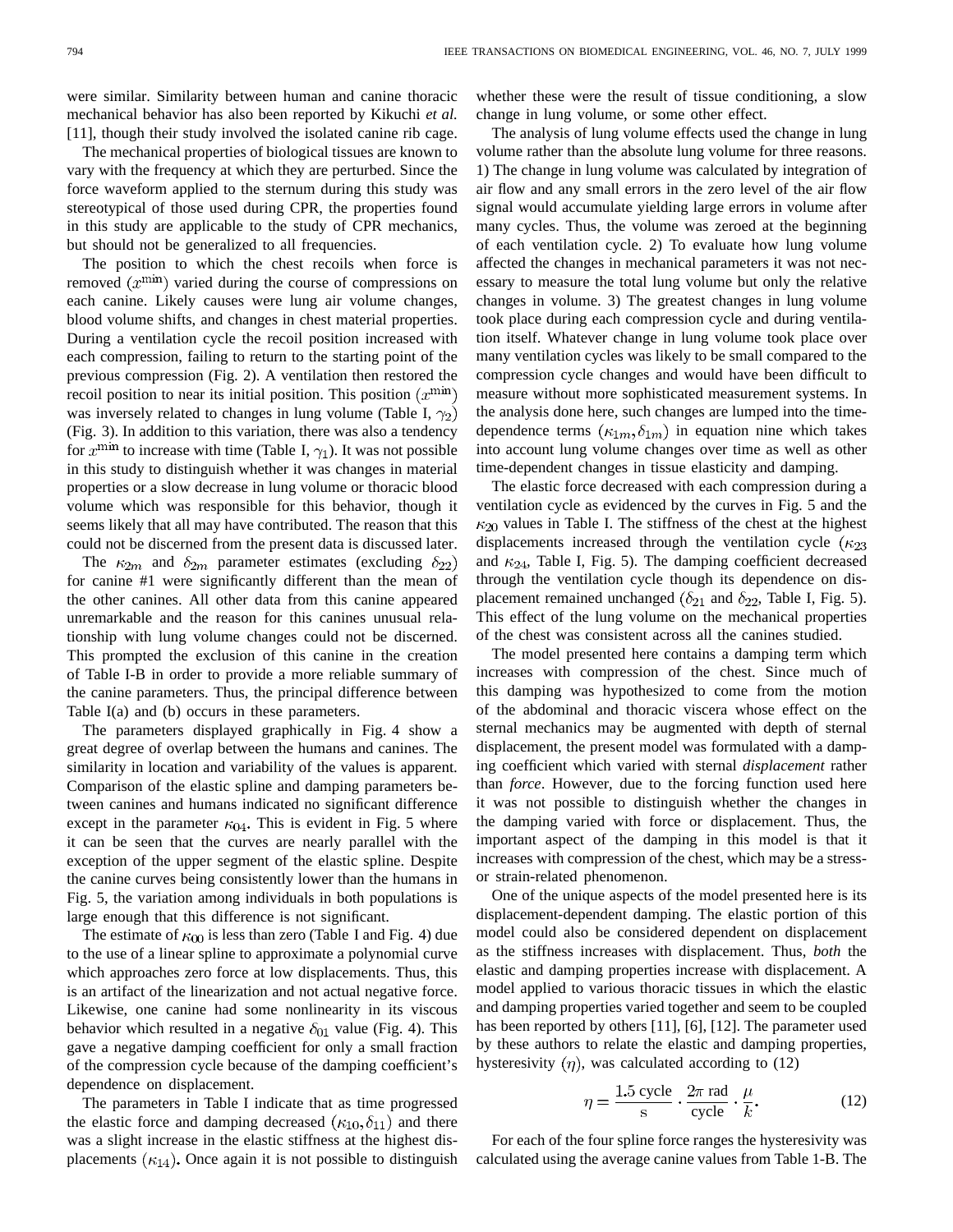were similar. Similarity between human and canine thoracic mechanical behavior has also been reported by Kikuchi *et al.* [11], though their study involved the isolated canine rib cage.

The mechanical properties of biological tissues are known to vary with the frequency at which they are perturbed. Since the force waveform applied to the sternum during this study was stereotypical of those used during CPR, the properties found in this study are applicable to the study of CPR mechanics, but should not be generalized to all frequencies.

The position to which the chest recoils when force is removed ($x^{\min}$) varied during the course of compressions on each canine. Likely causes were lung air volume changes, blood volume shifts, and changes in chest material properties. During a ventilation cycle the recoil position increased with each compression, failing to return to the starting point of the previous compression (Fig. 2). A ventilation then restored the recoil position to near its initial position. This position ($x^{\min}$) was inversely related to changes in lung volume (Table I, $\gamma_2$) (Fig. 3). In addition to this variation, there was also a tendency for $x^{\min}$ to increase with time (Table I, $\gamma_1$). It was not possible in this study to distinguish whether it was changes in material properties or a slow decrease in lung volume or thoracic blood volume which was responsible for this behavior, though it seems likely that all may have contributed. The reason that this could not be discerned from the present data is discussed later.

The $\kappa_{2m}$ and $\delta_{2m}$ parameter estimates (excluding $\delta_{22}$) for canine #1 were significantly different than the mean of the other canines. All other data from this canine appeared unremarkable and the reason for this canines unusual relationship with lung volume changes could not be discerned. This prompted the exclusion of this canine in the creation of Table I-B in order to provide a more reliable summary of the canine parameters. Thus, the principal difference between Table I(a) and (b) occurs in these parameters.

The parameters displayed graphically in Fig. 4 show a great degree of overlap between the humans and canines. The similarity in location and variability of the values is apparent. Comparison of the elastic spline and damping parameters between canines and humans indicated no significant difference except in the parameter $\kappa_{04}$. This is evident in Fig. 5 where it can be seen that the curves are nearly parallel with the exception of the upper segment of the elastic spline. Despite the canine curves being consistently lower than the humans in Fig. 5, the variation among individuals in both populations is large enough that this difference is not significant.

The estimate of $\kappa_{00}$ is less than zero (Table I and Fig. 4) due to the use of a linear spline to approximate a polynomial curve which approaches zero force at low displacements. Thus, this is an artifact of the linearization and not actual negative force. Likewise, one canine had some nonlinearity in its viscous behavior which resulted in a negative $\delta_{01}$ value (Fig. 4). This gave a negative damping coefficient for only a small fraction of the compression cycle because of the damping coefficient's dependence on displacement.

The parameters in Table I indicate that as time progressed the elastic force and damping decreased ($\kappa_{10}, \delta_{11}$) and there was a slight increase in the elastic stiffness at the highest displacements ($\kappa_{14}$). Once again it is not possible to distinguish whether these were the result of tissue conditioning, a slow change in lung volume, or some other effect.

The analysis of lung volume effects used the change in lung volume rather than the absolute lung volume for three reasons. 1) The change in lung volume was calculated by integration of air flow and any small errors in the zero level of the air flow signal would accumulate yielding large errors in volume after many cycles. Thus, the volume was zeroed at the beginning of each ventilation cycle. 2) To evaluate how lung volume affected the changes in mechanical parameters it was not necessary to measure the total lung volume but only the relative changes in volume. 3) The greatest changes in lung volume took place during each compression cycle and during ventilation itself. Whatever change in lung volume took place over many ventilation cycles was likely to be small compared to the compression cycle changes and would have been difficult to measure without more sophisticated measurement systems. In the analysis done here, such changes are lumped into the time-dependence terms ($\kappa_{1m}, \delta_{1m}$) in equation nine which takes into account lung volume changes over time as well as other time-dependent changes in tissue elasticity and damping.

The elastic force decreased with each compression during a ventilation cycle as evidenced by the curves in Fig. 5 and the $\kappa_{20}$ values in Table I. The stiffness of the chest at the highest displacements increased through the ventilation cycle ($\kappa_{23}$ and $\kappa_{24}$, Table I, Fig. 5). The damping coefficient decreased through the ventilation cycle though its dependence on displacement remained unchanged ($\delta_{21}$ and $\delta_{22}$, Table I, Fig. 5). This effect of the lung volume on the mechanical properties of the chest was consistent across all the canines studied.

The model presented here contains a damping term which increases with compression of the chest. Since much of this damping was hypothesized to come from the motion of the abdominal and thoracic viscera whose effect on the sternal mechanics may be augmented with depth of sternal displacement, the present model was formulated with a damping coefficient which varied with sternal *displacement* rather than *force*. However, due to the forcing function used here it was not possible to distinguish whether the changes in the damping varied with force or displacement. Thus, the important aspect of the damping in this model is that it increases with compression of the chest, which may be a stress- or strain-related phenomenon.

One of the unique aspects of the model presented here is its displacement-dependent damping. The elastic portion of this model could also be considered dependent on displacement as the stiffness increases with displacement. Thus, *both* the elastic and damping properties increase with displacement. A model applied to various thoracic tissues in which the elastic and damping properties varied together and seem to be coupled has been reported by others [11], [6], [12]. The parameter used by these authors to relate the elastic and damping properties, hysteresivity ($\eta$), was calculated according to (12)

$$\eta = \frac{1.5\text{ cycle}}{\text{s}} \cdot \frac{2\pi\text{ rad}}{\text{cycle}} \cdot \frac{\mu}{k}. \tag{12}$$

For each of the four spline force ranges the hysteresivity was calculated using the average canine values from Table 1-B. The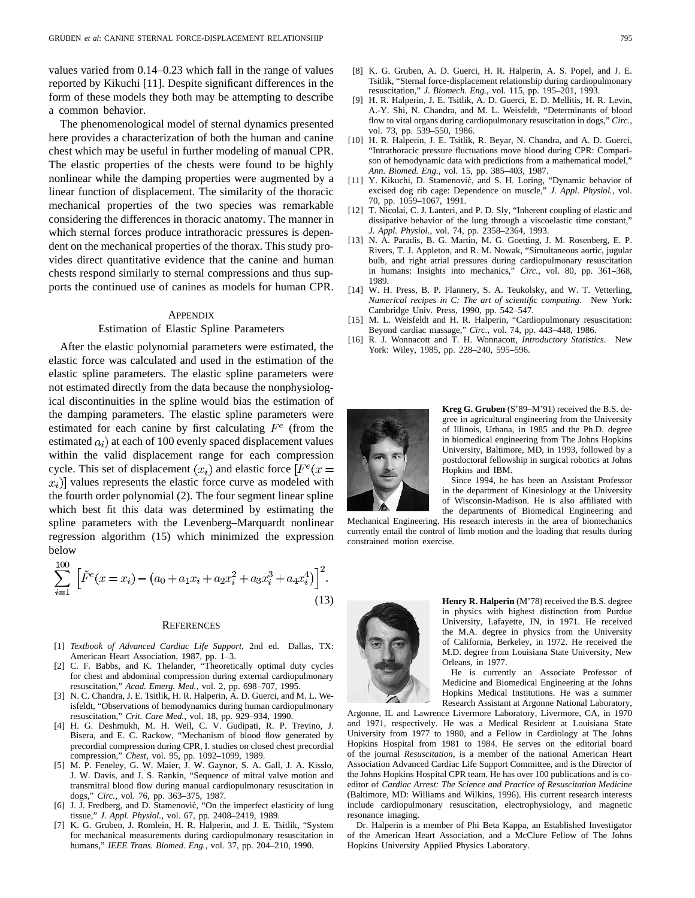values varied from 0.14–0.23 which fall in the range of values reported by Kikuchi [11]. Despite significant differences in the form of these models they both may be attempting to describe a common behavior.

The phenomenological model of sternal dynamics presented here provides a characterization of both the human and canine chest which may be useful in further modeling of manual CPR. The elastic properties of the chests were found to be highly nonlinear while the damping properties were augmented by a linear function of displacement. The similarity of the thoracic mechanical properties of the two species was remarkable considering the differences in thoracic anatomy. The manner in which sternal forces produce intrathoracic pressures is dependent on the mechanical properties of the thorax. This study provides direct quantitative evidence that the canine and human chests respond similarly to sternal compressions and thus supports the continued use of canines as models for human CPR.

## Appendix

### Estimation of Elastic Spline Parameters

After the elastic polynomial parameters were estimated, the elastic force was calculated and used in the estimation of the elastic spline parameters. The elastic spline parameters were not estimated directly from the data because the nonphysiological discontinuities in the spline would bias the estimation of the damping parameters. The elastic spline parameters were estimated for each canine by first calculating $F^e$ (from the estimated $a_i$) at each of 100 evenly spaced displacement values within the valid displacement range for each compression cycle. This set of displacement $(x_i)$ and elastic force $[F^e(x = x_i)]$ values represents the elastic force curve as modeled with the fourth order polynomial (2). The four segment linear spline which best fit this data was determined by estimating the spline parameters with the Levenberg–Marquardt nonlinear regression algorithm (15) which minimized the expression below

$$\sum_{i=1}^{100} \left[\tilde{F}^e(x = x_i) - (a_0 + a_1 x_i + a_2 x_i^2 + a_3 x_i^3 + a_4 x_i^4)\right]^2. \tag{13}$$

## References

[1] *Textbook of Advanced Cardiac Life Support*, 2nd ed. Dallas, TX: American Heart Association, 1987, pp. 1–3.

[2] C. F. Babbs, and K. Thelander, "Theoretically optimal duty cycles for chest and abdominal compression during external cardiopulmonary resuscitation," *Acad. Emerg. Med.*, vol. 2, pp. 698–707, 1995.

[3] N. C. Chandra, J. E. Tsitlik, H. R. Halperin, A. D. Guerci, and M. L. Weisfeldt, "Observations of hemodynamics during human cardiopulmonary resuscitation," *Crit. Care Med.*, vol. 18, pp. 929–934, 1990.

[4] H. G. Deshmukh, M. H. Weil, C. V. Gudipati, R. P. Trevino, J. Bisera, and E. C. Rackow, "Mechanism of blood flow generated by precordial compression during CPR, I. studies on closed chest precordial compression," *Chest*, vol. 95, pp. 1092–1099, 1989.

[5] M. P. Feneley, G. W. Maier, J. W. Gaynor, S. A. Gall, J. A. Kisslo, J. W. Davis, and J. S. Rankin, "Sequence of mitral valve motion and transmitral blood flow during manual cardiopulmonary resuscitation in dogs," *Circ.*, vol. 76, pp. 363–375, 1987.

[6] J. J. Fredberg, and D. Stamenović, "On the imperfect elasticity of lung tissue," *J. Appl. Physiol.*, vol. 67, pp. 2408–2419, 1989.

[7] K. G. Gruben, J. Romlein, H. R. Halperin, and J. E. Tsitlik, "System for mechanical measurements during cardiopulmonary resuscitation in humans," *IEEE Trans. Biomed. Eng.*, vol. 37, pp. 204–210, 1990.

[8] K. G. Gruben, A. D. Guerci, H. R. Halperin, A. S. Popel, and J. E. Tsitlik, "Sternal force-displacement relationship during cardiopulmonary resuscitation," *J. Biomech. Eng.*, vol. 115, pp. 195–201, 1993.

[9] H. R. Halperin, J. E. Tsitlik, A. D. Guerci, E. D. Mellitis, H. R. Levin, A.-Y. Shi, N. Chandra, and M. L. Weisfeldt, "Determinants of blood flow to vital organs during cardiopulmonary resuscitation in dogs," *Circ.*, vol. 73, pp. 539–550, 1986.

[10] H. R. Halperin, J. E. Tsitlik, R. Beyar, N. Chandra, and A. D. Guerci, "Intrathoracic pressure fluctuations move blood during CPR: Comparison of hemodynamic data with predictions from a mathematical model," *Ann. Biomed. Eng.*, vol. 15, pp. 385–403, 1987.

[11] Y. Kikuchi, D. Stamenović, and S. H. Loring, "Dynamic behavior of excised dog rib cage: Dependence on muscle," *J. Appl. Physiol.*, vol. 70, pp. 1059–1067, 1991.

[12] T. Nicolai, C. J. Lanteri, and P. D. Sly, "Inherent coupling of elastic and dissipative behavior of the lung through a viscoelastic time constant," *J. Appl. Physiol.*, vol. 74, pp. 2358–2364, 1993.

[13] N. A. Paradis, B. G. Martin, M. G. Goetting, J. M. Rosenberg, E. P. Rivers, T. J. Appleton, and R. M. Nowak, "Simultaneous aortic, jugular bulb, and right atrial pressures during cardiopulmonary resuscitation in humans: Insights into mechanics," *Circ.*, vol. 80, pp. 361–368, 1989.

[14] W. H. Press, B. P. Flannery, S. A. Teukolsky, and W. T. Vetterling, *Numerical recipes in C: The art of scientific computing*. New York: Cambridge Univ. Press, 1990, pp. 542–547.

[15] M. L. Weisfeldt and H. R. Halperin, "Cardiopulmonary resuscitation: Beyond cardiac massage," *Circ.*, vol. 74, pp. 443–448, 1986.

[16] R. J. Wonnacott and T. H. Wonnacott, *Introductory Statistics*. New York: Wiley, 1985, pp. 228–240, 595–596.

**Kreg G. Gruben** (S'89–M'91) received the B.S. degree in agricultural engineering from the University of Illinois, Urbana, in 1985 and the Ph.D. degree in biomedical engineering from The Johns Hopkins University, Baltimore, MD, in 1993, followed by a postdoctoral fellowship in surgical robotics at Johns Hopkins and IBM.

Since 1994, he has been an Assistant Professor in the department of Kinesiology at the University of Wisconsin-Madison. He is also affiliated with the departments of Biomedical Engineering and Mechanical Engineering. His research interests in the area of biomechanics currently entail the control of limb motion and the loading that results during constrained motion exercise.

**Henry R. Halperin** (M'78) received the B.S. degree in physics with highest distinction from Purdue University, Lafayette, IN, in 1971. He received the M.A. degree in physics from the University of California, Berkeley, in 1972. He received the M.D. degree from Louisiana State University, New Orleans, in 1977.

He is currently an Associate Professor of Medicine and Biomedical Engineering at the Johns Hopkins Medical Institutions. He was a summer Research Assistant at Argonne National Laboratory, Argonne, IL and Lawrence Livermore Laboratory, Livermore, CA, in 1970 and 1971, respectively. He was a Medical Resident at Louisiana State University from 1977 to 1980, and a Fellow in Cardiology at The Johns Hopkins Hospital from 1981 to 1984. He serves on the editorial board of the journal *Resuscitation*, is a member of the national American Heart Association Advanced Cardiac Life Support Committee, and is the Director of the Johns Hopkins Hospital CPR team. He has over 100 publications and is coeditor of *Cardiac Arrest: The Science and Practice of Resuscitation Medicine* (Baltimore, MD: Williams and Wilkins, 1996). His current research interests include cardiopulmonary resuscitation, electrophysiology, and magnetic resonance imaging.

Dr. Halperin is a member of Phi Beta Kappa, an Established Investigator of the American Heart Association, and a McClure Fellow of The Johns Hopkins University Applied Physics Laboratory.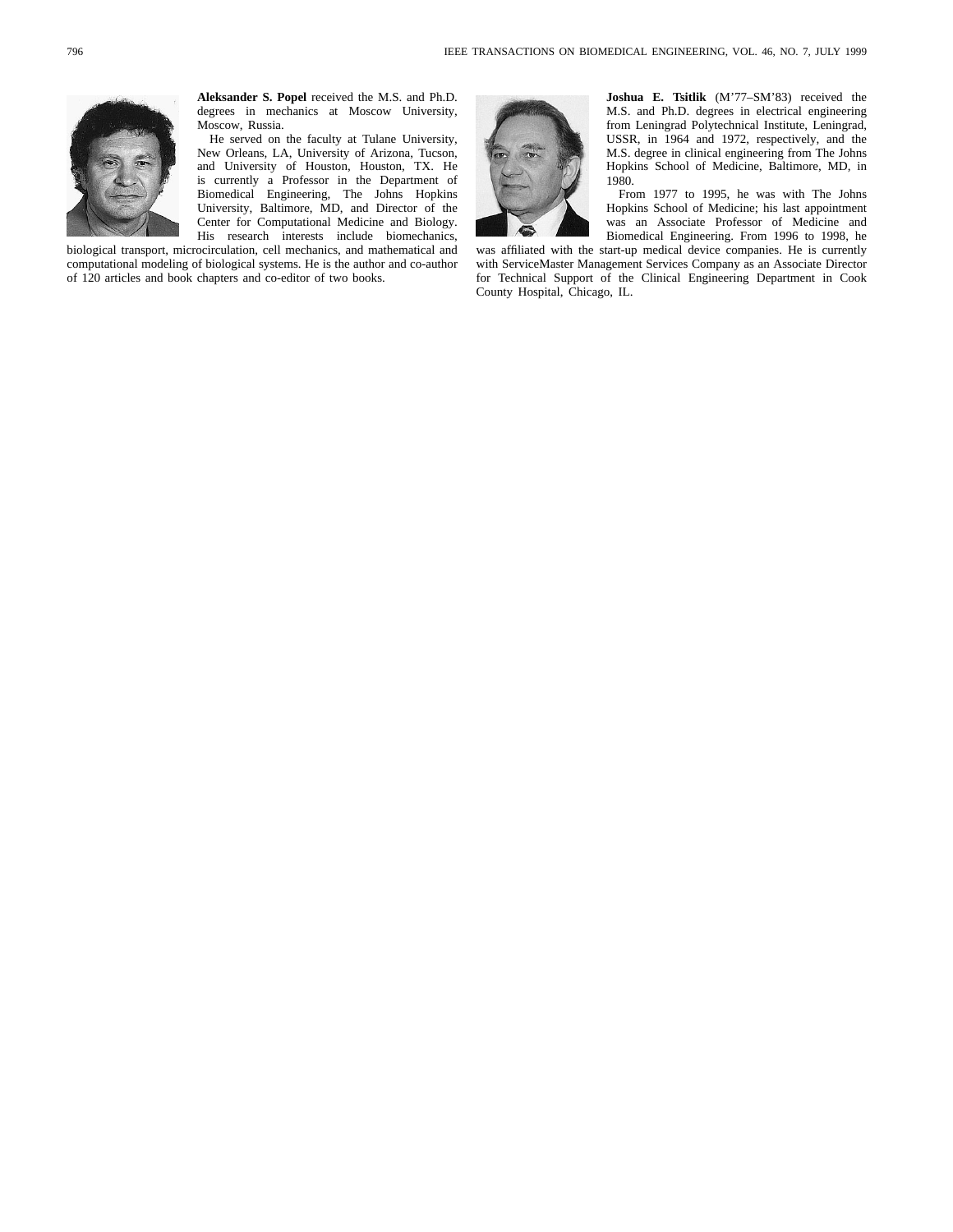**Aleksander S. Popel** received the M.S. and Ph.D. degrees in mechanics at Moscow University, Moscow, Russia.

He served on the faculty at Tulane University, New Orleans, LA, University of Arizona, Tucson, and University of Houston, Houston, TX. He is currently a Professor in the Department of Biomedical Engineering, The Johns Hopkins University, Baltimore, MD, and Director of the Center for Computational Medicine and Biology. His research interests include biomechanics, biological transport, microcirculation, cell mechanics, and mathematical and computational modeling of biological systems. He is the author and co-author of 120 articles and book chapters and co-editor of two books.

**Joshua E. Tsitlik** (M'77–SM'83) received the M.S. and Ph.D. degrees in electrical engineering from Leningrad Polytechnical Institute, Leningrad, USSR, in 1964 and 1972, respectively, and the M.S. degree in clinical engineering from The Johns Hopkins School of Medicine, Baltimore, MD, in 1980.

From 1977 to 1995, he was with The Johns Hopkins School of Medicine; his last appointment was an Associate Professor of Medicine and Biomedical Engineering. From 1996 to 1998, he was affiliated with the start-up medical device companies. He is currently with ServiceMaster Management Services Company as an Associate Director for Technical Support of the Clinical Engineering Department in Cook County Hospital, Chicago, IL.